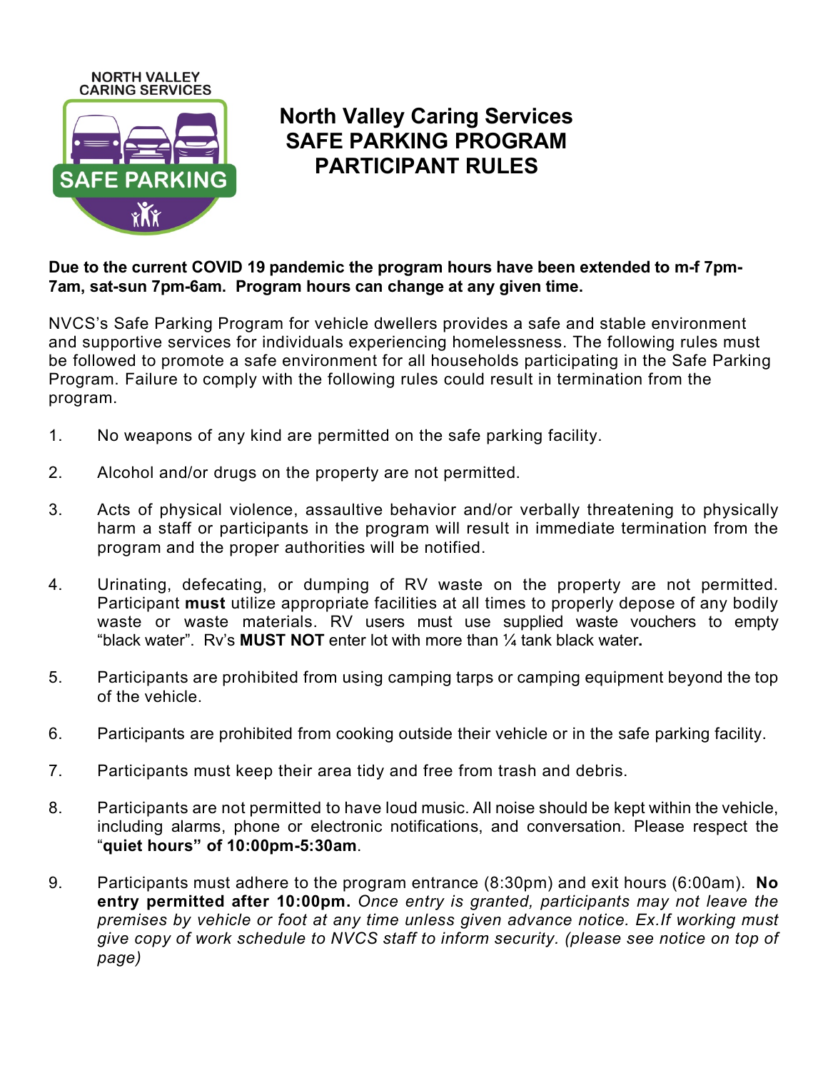# North Valley Caring Services SAFE PARKING PROGRAM PARTICIPANT RULES

**Due to the current COVID 19 pandemic the program hours have been extended to m-f 7pm-7am, sat-sun 7pm-6am. Program hours can change at any given time.**

NVCS's Safe Parking Program for vehicle dwellers provides a safe and stable environment and supportive services for individuals experiencing homelessness. The following rules must be followed to promote a safe environment for all households participating in the Safe Parking Program. Failure to comply with the following rules could result in termination from the program.

1. No weapons of any kind are permitted on the safe parking facility.

2. Alcohol and/or drugs on the property are not permitted.

3. Acts of physical violence, assaultive behavior and/or verbally threatening to physically harm a staff or participants in the program will result in immediate termination from the program and the proper authorities will be notified.

4. Urinating, defecating, or dumping of RV waste on the property are not permitted. Participant **must** utilize appropriate facilities at all times to properly depose of any bodily waste or waste materials. RV users must use supplied waste vouchers to empty "black water". Rv's **MUST NOT** enter lot with more than ¼ tank black water**.**

5. Participants are prohibited from using camping tarps or camping equipment beyond the top of the vehicle.

6. Participants are prohibited from cooking outside their vehicle or in the safe parking facility.

7. Participants must keep their area tidy and free from trash and debris.

8. Participants are not permitted to have loud music. All noise should be kept within the vehicle, including alarms, phone or electronic notifications, and conversation. Please respect the "**quiet hours" of 10:00pm-5:30am**.

9. Participants must adhere to the program entrance (8:30pm) and exit hours (6:00am). **No entry permitted after 10:00pm.** *Once entry is granted, participants may not leave the premises by vehicle or foot at any time unless given advance notice. Ex.If working must give copy of work schedule to NVCS staff to inform security. (please see notice on top of page)*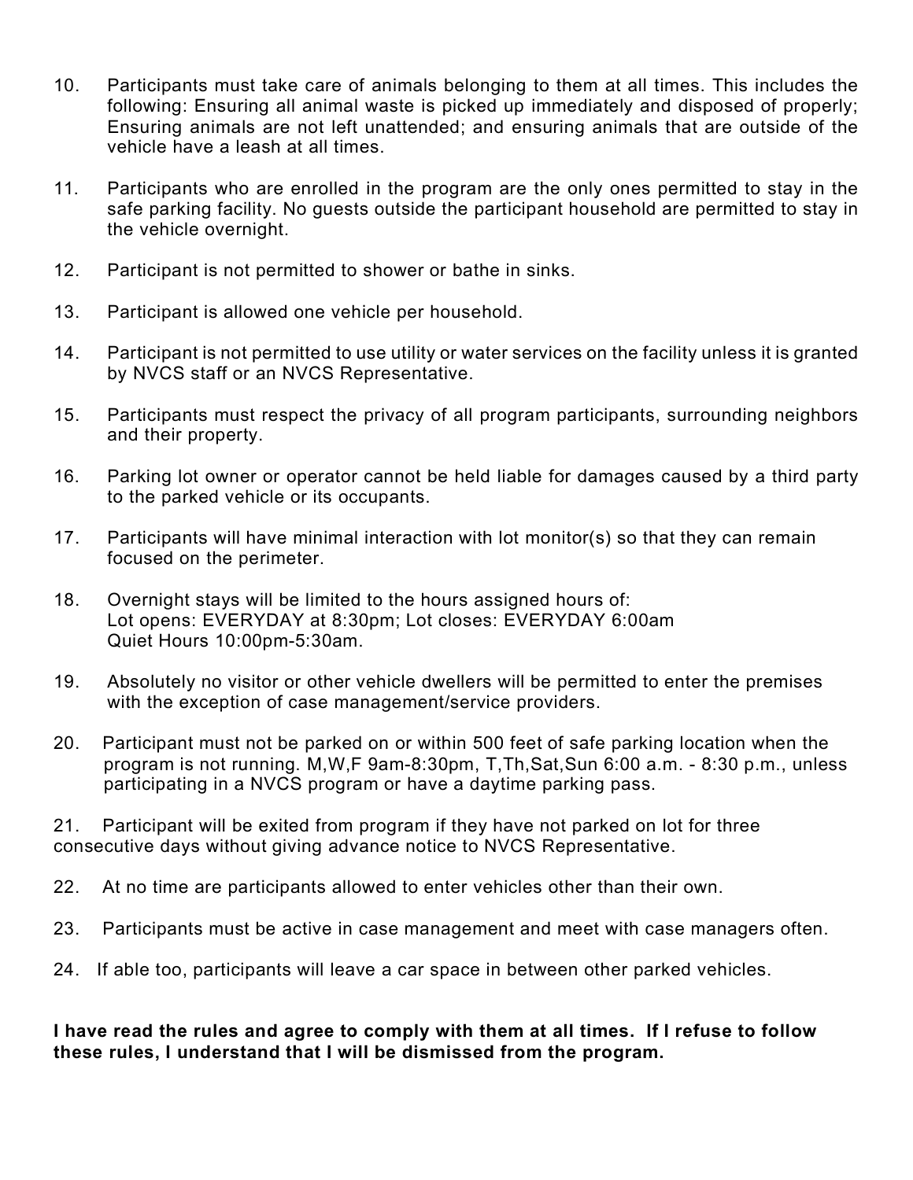10. Participants must take care of animals belonging to them at all times. This includes the following: Ensuring all animal waste is picked up immediately and disposed of properly; Ensuring animals are not left unattended; and ensuring animals that are outside of the vehicle have a leash at all times.

11. Participants who are enrolled in the program are the only ones permitted to stay in the safe parking facility. No guests outside the participant household are permitted to stay in the vehicle overnight.

12. Participant is not permitted to shower or bathe in sinks.

13. Participant is allowed one vehicle per household.

14. Participant is not permitted to use utility or water services on the facility unless it is granted by NVCS staff or an NVCS Representative.

15. Participants must respect the privacy of all program participants, surrounding neighbors and their property.

16. Parking lot owner or operator cannot be held liable for damages caused by a third party to the parked vehicle or its occupants.

17. Participants will have minimal interaction with lot monitor(s) so that they can remain focused on the perimeter.

18. Overnight stays will be limited to the hours assigned hours of:
    Lot opens: EVERYDAY at 8:30pm; Lot closes: EVERYDAY 6:00am
    Quiet Hours 10:00pm-5:30am.

19. Absolutely no visitor or other vehicle dwellers will be permitted to enter the premises with the exception of case management/service providers.

20. Participant must not be parked on or within 500 feet of safe parking location when the program is not running. M,W,F 9am-8:30pm, T,Th,Sat,Sun 6:00 a.m. - 8:30 p.m., unless participating in a NVCS program or have a daytime parking pass.

21. Participant will be exited from program if they have not parked on lot for three consecutive days without giving advance notice to NVCS Representative.

22. At no time are participants allowed to enter vehicles other than their own.

23. Participants must be active in case management and meet with case managers often.

24. If able too, participants will leave a car space in between other parked vehicles.

**I have read the rules and agree to comply with them at all times. If I refuse to follow these rules, I understand that I will be dismissed from the program.**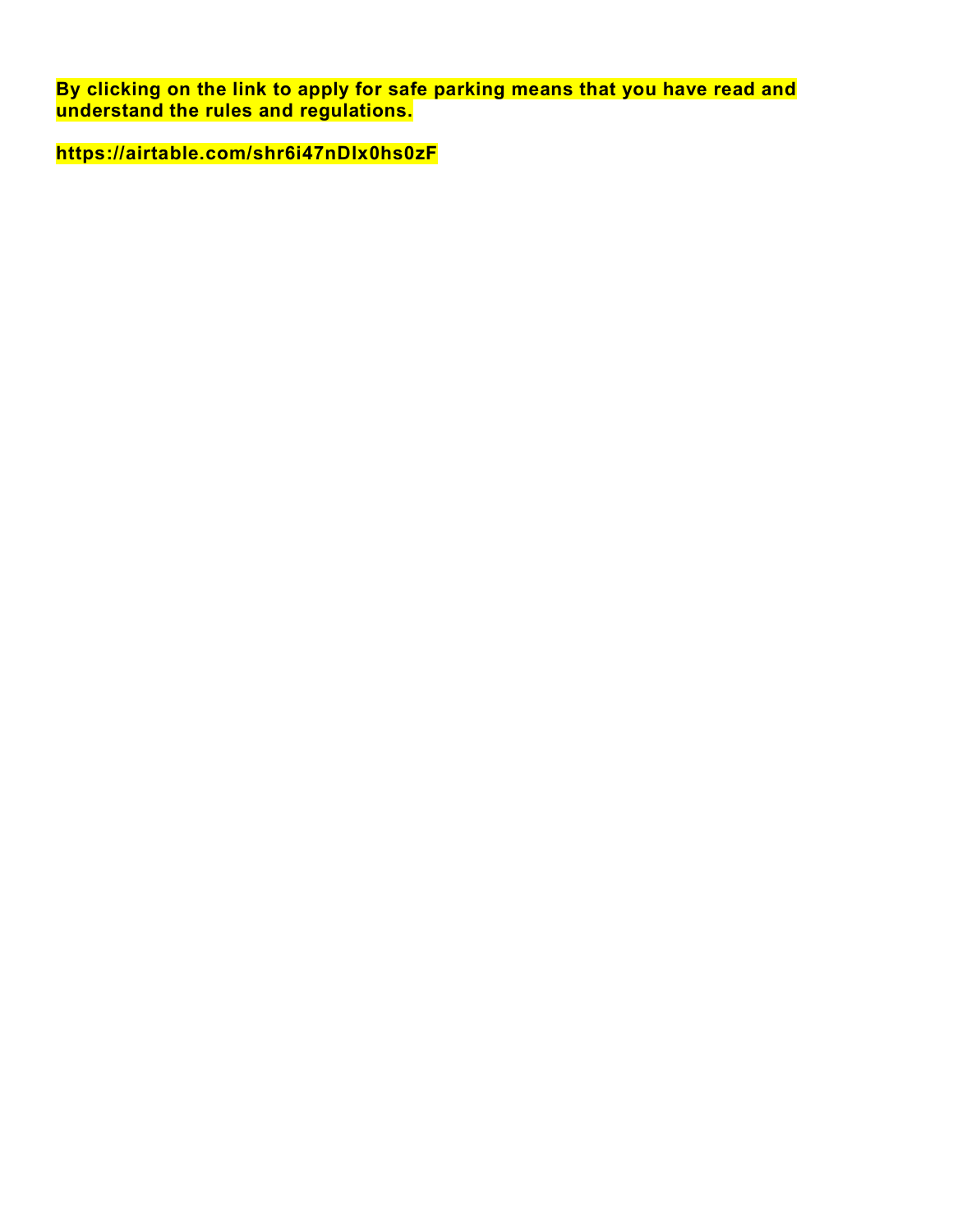**By clicking on the link to apply for safe parking means that you have read and understand the rules and regulations.**

**https://airtable.com/shr6i47nDIx0hs0zF**